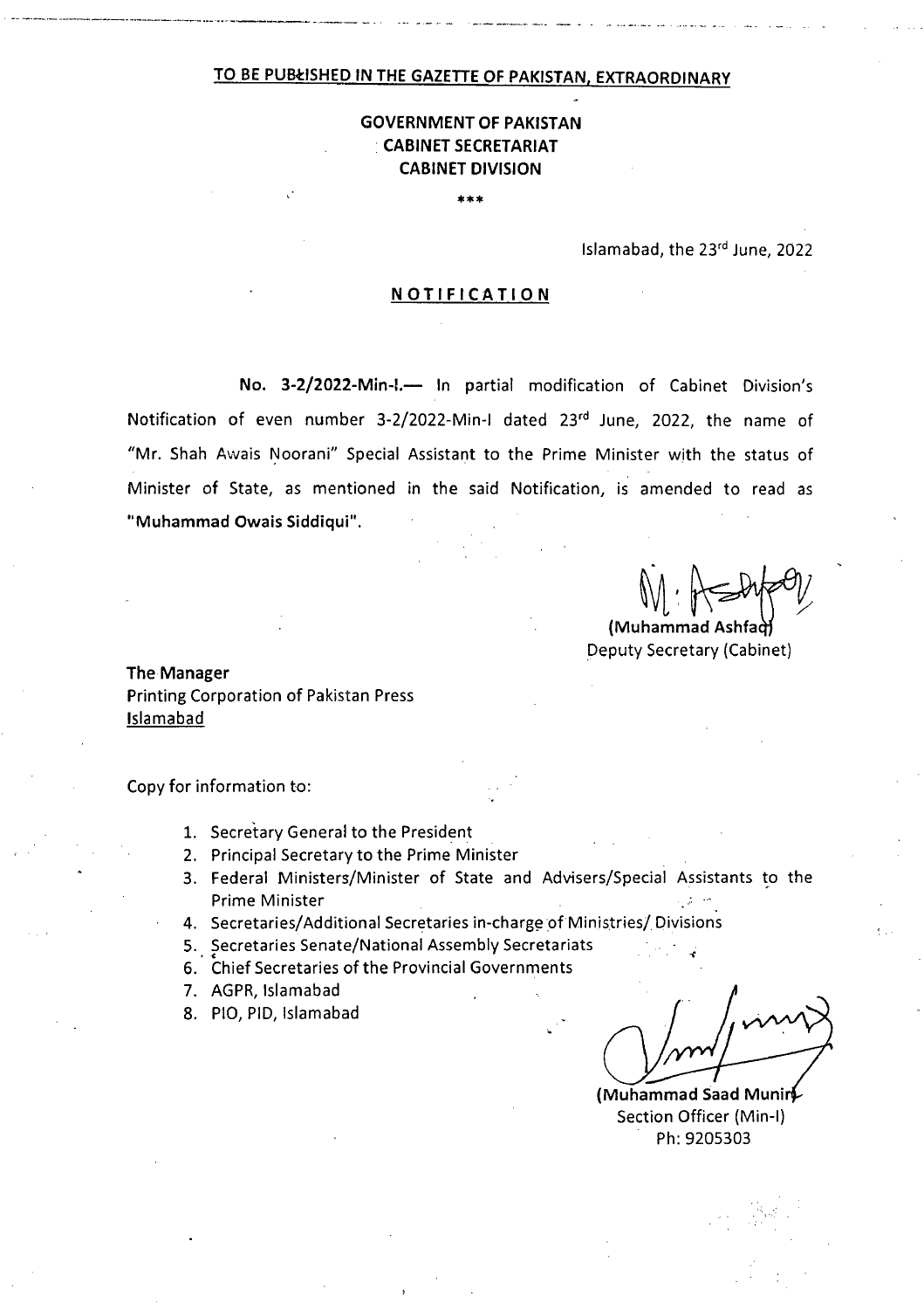<u>TO BE PUBLISHED IN THE GAZETTE OF PAKISTAN, EXTRAORDINARY</u>

**GOVERNMENT OF PAKISTAN**
**CABINET SECRETARIAT**
**CABINET DIVISION**

\*\*\*

Islamabad, the 23rd June, 2022

## NOTIFICATION

**No. 3-2/2022-Min-I.—** In partial modification of Cabinet Division's Notification of even number 3-2/2022-Min-I dated 23rd June, 2022, the name of "Mr. Shah Awais Noorani" Special Assistant to the Prime Minister with the status of Minister of State, as mentioned in the said Notification, is amended to read as **"Muhammad Owais Siddiqui".**

(Muhammad Ashfaq)
Deputy Secretary (Cabinet)

**The Manager**
Printing Corporation of Pakistan Press
<u>Islamabad</u>

Copy for information to:

1. Secretary General to the President
2. Principal Secretary to the Prime Minister
3. Federal Ministers/Minister of State and Advisers/Special Assistants to the Prime Minister
4. Secretaries/Additional Secretaries in-charge of Ministries/ Divisions
5. Secretaries Senate/National Assembly Secretariats
6. Chief Secretaries of the Provincial Governments
7. AGPR, Islamabad
8. PIO, PID, Islamabad

(Muhammad Saad Munir)
Section Officer (Min-I)
Ph: 9205303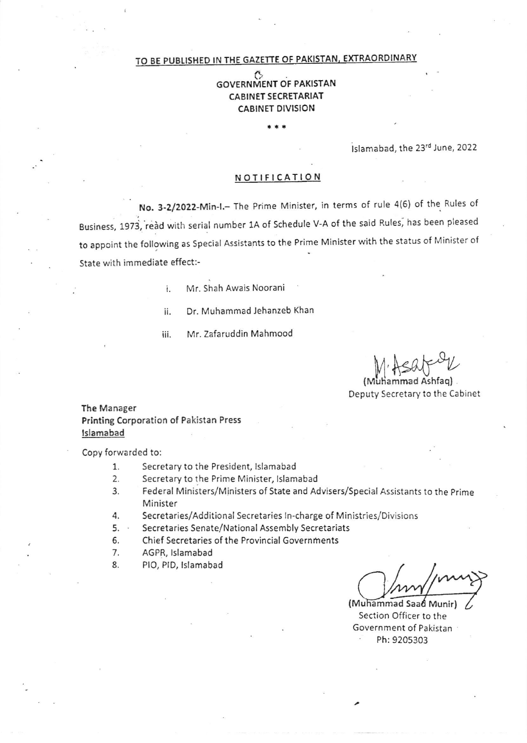TO BE PUBLISHED IN THE GAZETTE OF PAKISTAN, EXTRAORDINARY

**GOVERNMENT OF PAKISTAN**
**CABINET SECRETARIAT**
**CABINET DIVISION**

\* \* \*

Islamabad, the 23rd June, 2022

## NOTIFICATION

**No. 3-2/2022-Min-I.–** The Prime Minister, in terms of rule 4(6) of the Rules of Business, 1973, read with serial number 1A of Schedule V-A of the said Rules, has been pleased to appoint the following as Special Assistants to the Prime Minister with the status of Minister of State with immediate effect:-

i. Mr. Shah Awais Noorani

ii. Dr. Muhammad Jehanzeb Khan

iii. Mr. Zafaruddin Mahmood

(Muhammad Ashfaq)
Deputy Secretary to the Cabinet

**The Manager**
**Printing Corporation of Pakistan Press**
**Islamabad**

Copy forwarded to:

1. Secretary to the President, Islamabad
2. Secretary to the Prime Minister, Islamabad
3. Federal Ministers/Ministers of State and Advisers/Special Assistants to the Prime Minister
4. Secretaries/Additional Secretaries In-charge of Ministries/Divisions
5. Secretaries Senate/National Assembly Secretariats
6. Chief Secretaries of the Provincial Governments
7. AGPR, Islamabad
8. PIO, PID, Islamabad

(Muhammad Saad Munir)
Section Officer to the
Government of Pakistan
Ph: 9205303